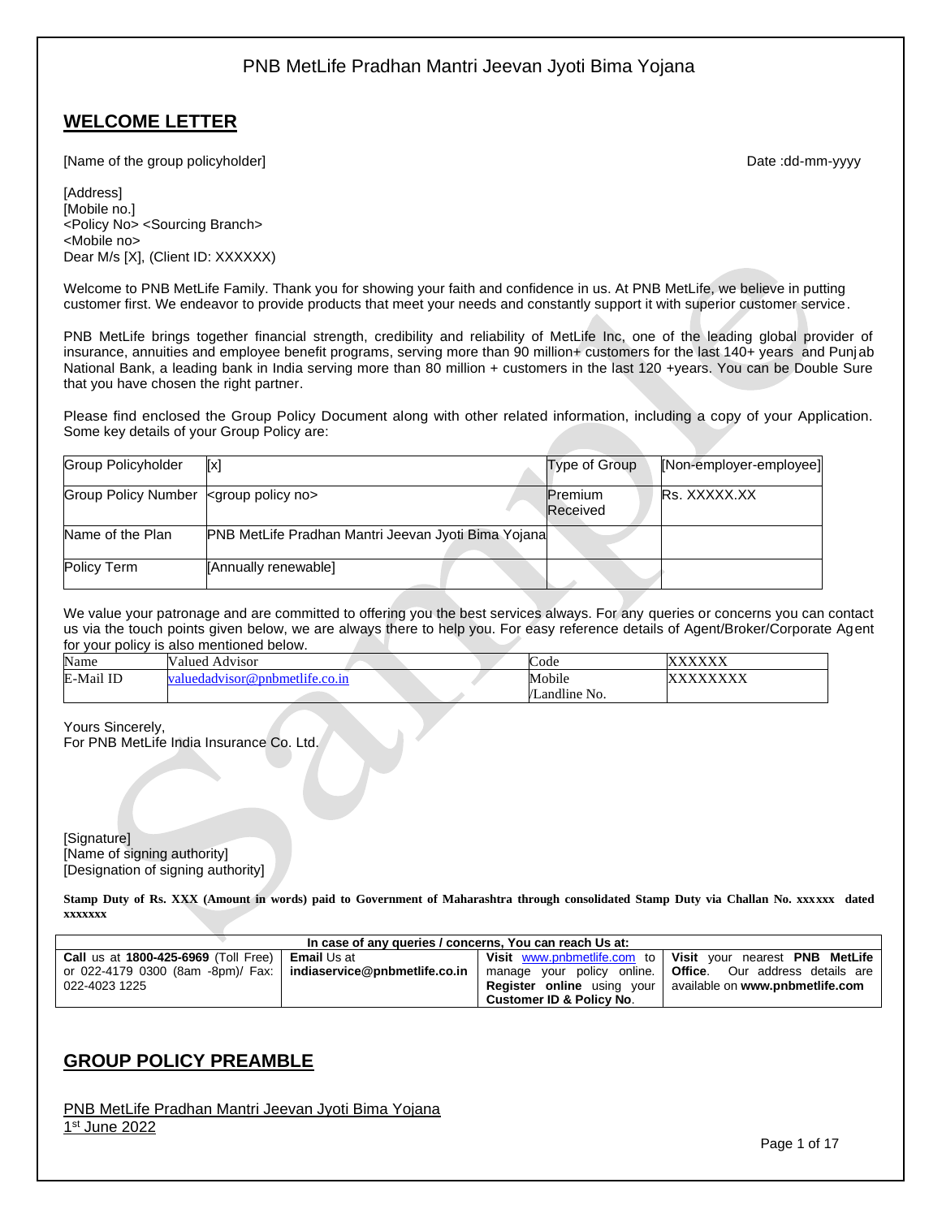PNB MetLife Pradhan Mantri Jeevan Jyoti Bima Yojana

## WELCOME LETTER

[Name of the group policyholder] Date :dd-mm-yyyy

[Address]
[Mobile no.]
<Policy No> <Sourcing Branch>
<Mobile no>
Dear M/s [X], (Client ID: XXXXXX)

Welcome to PNB MetLife Family. Thank you for showing your faith and confidence in us. At PNB MetLife, we believe in putting customer first. We endeavor to provide products that meet your needs and constantly support it with superior customer service.

PNB MetLife brings together financial strength, credibility and reliability of MetLife Inc, one of the leading global provider of insurance, annuities and employee benefit programs, serving more than 90 million+ customers for the last 140+ years and Punjab National Bank, a leading bank in India serving more than 80 million + customers in the last 120 +years. You can be Double Sure that you have chosen the right partner.

Please find enclosed the Group Policy Document along with other related information, including a copy of your Application. Some key details of your Group Policy are:

| Group Policyholder | [x] | Type of Group | [Non-employer-employee] |
|---|---|---|---|
| Group Policy Number | <group policy no> | Premium Received | Rs. XXXXX.XX |
| Name of the Plan | PNB MetLife Pradhan Mantri Jeevan Jyoti Bima Yojana | | |
| Policy Term | [Annually renewable] | | |

We value your patronage and are committed to offering you the best services always. For any queries or concerns you can contact us via the touch points given below, we are always there to help you. For easy reference details of Agent/Broker/Corporate Agent for your policy is also mentioned below.

| Name | Valued Advisor | Code | XXXXXX |
|---|---|---|---|
| E-Mail ID | valuedadvisor@pnbmetlife.co.in | Mobile /Landline No. | XXXXXXXX |

Yours Sincerely,
For PNB MetLife India Insurance Co. Ltd.

[Signature]
[Name of signing authority]
[Designation of signing authority]

**Stamp Duty of Rs. XXX (Amount in words) paid to Government of Maharashtra through consolidated Stamp Duty via Challan No. xxxxxx dated xxxxxxx**

| In case of any queries / concerns, You can reach Us at: | | | |
|---|---|---|---|
| **Call** us at **1800-425-6969** (Toll Free) or 022-4179 0300 (8am -8pm)/ Fax: 022-4023 1225 | **Email** Us at **indiaservice@pnbmetlife.co.in** | **Visit** www.pnbmetlife.com to manage your policy online. **Register online** using your **Customer ID & Policy No**. | **Visit** your nearest **PNB MetLife Office**. Our address details are available on **www.pnbmetlife.com** |

## GROUP POLICY PREAMBLE

PNB MetLife Pradhan Mantri Jeevan Jyoti Bima Yojana
1st June 2022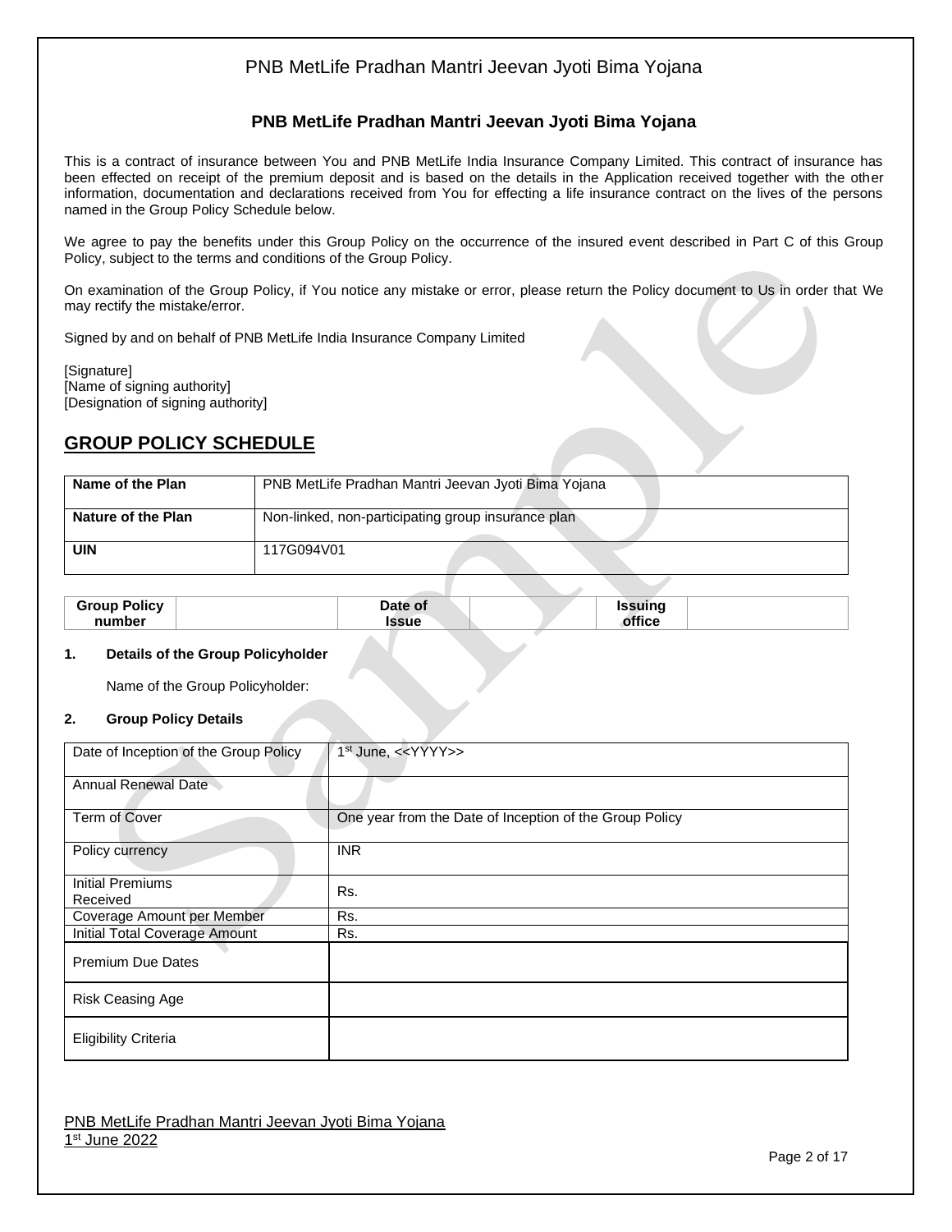# PNB MetLife Pradhan Mantri Jeevan Jyoti Bima Yojana

This is a contract of insurance between You and PNB MetLife India Insurance Company Limited. This contract of insurance has been effected on receipt of the premium deposit and is based on the details in the Application received together with the other information, documentation and declarations received from You for effecting a life insurance contract on the lives of the persons named in the Group Policy Schedule below.

We agree to pay the benefits under this Group Policy on the occurrence of the insured event described in Part C of this Group Policy, subject to the terms and conditions of the Group Policy.

On examination of the Group Policy, if You notice any mistake or error, please return the Policy document to Us in order that We may rectify the mistake/error.

Signed by and on behalf of PNB MetLife India Insurance Company Limited

[Signature]
[Name of signing authority]
[Designation of signing authority]

## GROUP POLICY SCHEDULE

| **Name of the Plan** | PNB MetLife Pradhan Mantri Jeevan Jyoti Bima Yojana |
|---|---|
| **Nature of the Plan** | Non-linked, non-participating group insurance plan |
| **UIN** | 117G094V01 |

| **Group Policy number** | | **Date of Issue** | | **Issuing office** | |
|---|---|---|---|---|---|

**1. Details of the Group Policyholder**

Name of the Group Policyholder:

**2. Group Policy Details**

| Date of Inception of the Group Policy | 1st June, <<YYYY>> |
|---|---|
| Annual Renewal Date | |
| Term of Cover | One year from the Date of Inception of the Group Policy |
| Policy currency | INR |
| Initial Premiums Received | Rs. |
| Coverage Amount per Member | Rs. |
| Initial Total Coverage Amount | Rs. |
| Premium Due Dates | |
| Risk Ceasing Age | |
| Eligibility Criteria | |

PNB MetLife Pradhan Mantri Jeevan Jyoti Bima Yojana
1st June 2022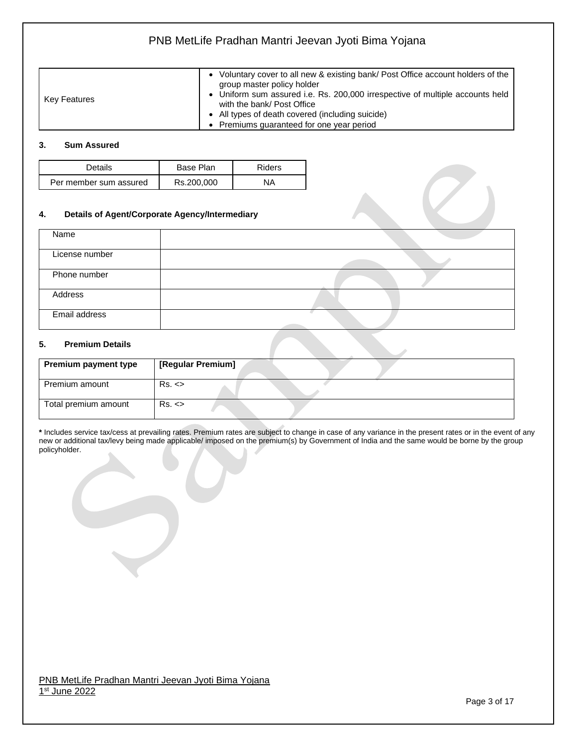| Key Features | • Voluntary cover to all new & existing bank/ Post Office account holders of the group master policy holder<br>• Uniform sum assured i.e. Rs. 200,000 irrespective of multiple accounts held with the bank/ Post Office<br>• All types of death covered (including suicide)<br>• Premiums guaranteed for one year period |
|---|---|

### 3. Sum Assured

| Details | Base Plan | Riders |
|---|---|---|
| Per member sum assured | Rs.200,000 | NA |

### 4. Details of Agent/Corporate Agency/Intermediary

| Name | |
|---|---|
| License number | |
| Phone number | |
| Address | |
| Email address | |

### 5. Premium Details

| **Premium payment type** | **[Regular Premium]** |
|---|---|
| Premium amount | Rs. <> |
| Total premium amount | Rs. <> |

**\*** Includes service tax/cess at prevailing rates. Premium rates are subject to change in case of any variance in the present rates or in the event of any new or additional tax/levy being made applicable/ imposed on the premium(s) by Government of India and the same would be borne by the group policyholder.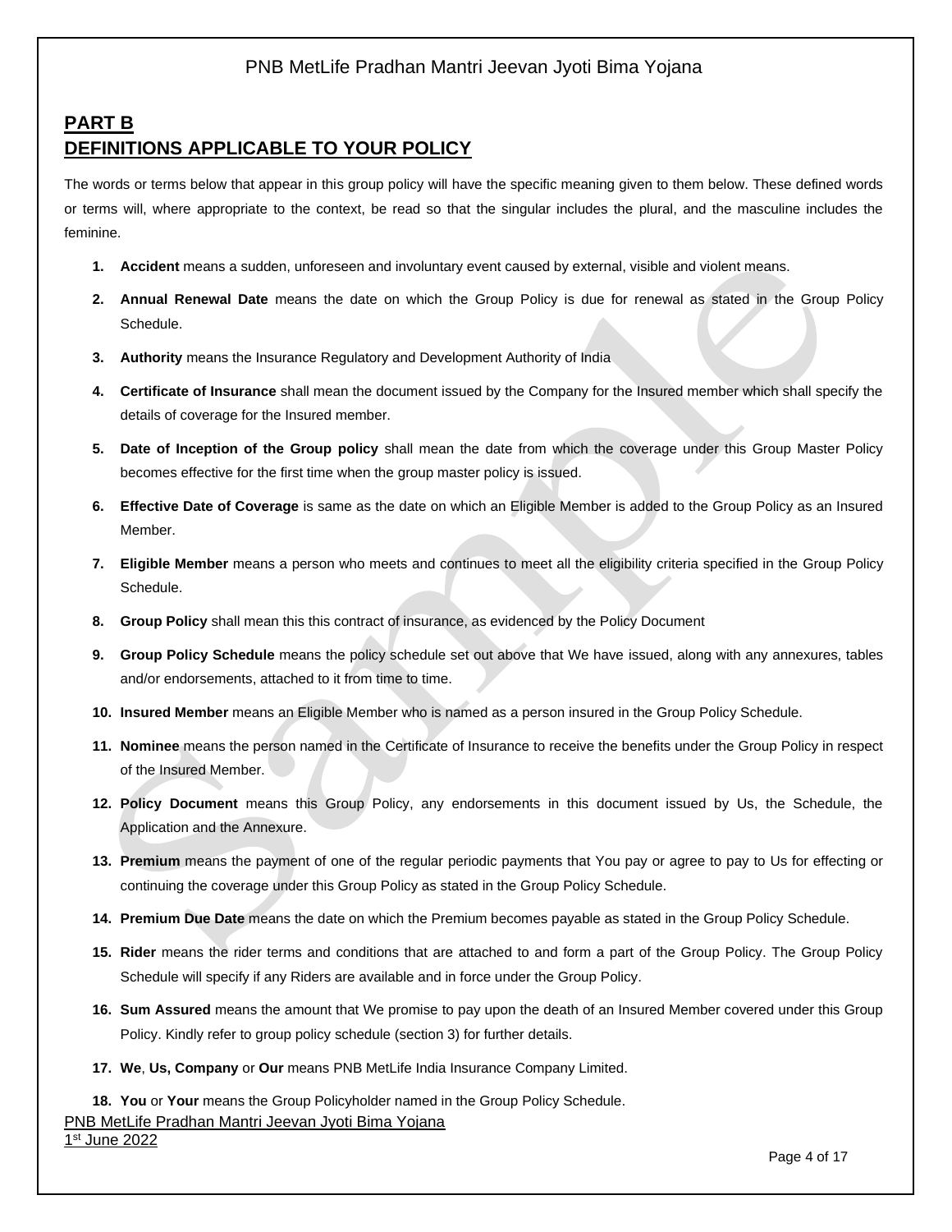## PART B
## DEFINITIONS APPLICABLE TO YOUR POLICY

The words or terms below that appear in this group policy will have the specific meaning given to them below. These defined words or terms will, where appropriate to the context, be read so that the singular includes the plural, and the masculine includes the feminine.

1. **Accident** means a sudden, unforeseen and involuntary event caused by external, visible and violent means.
2. **Annual Renewal Date** means the date on which the Group Policy is due for renewal as stated in the Group Policy Schedule.
3. **Authority** means the Insurance Regulatory and Development Authority of India
4. **Certificate of Insurance** shall mean the document issued by the Company for the Insured member which shall specify the details of coverage for the Insured member.
5. **Date of Inception of the Group policy** shall mean the date from which the coverage under this Group Master Policy becomes effective for the first time when the group master policy is issued.
6. **Effective Date of Coverage** is same as the date on which an Eligible Member is added to the Group Policy as an Insured Member.
7. **Eligible Member** means a person who meets and continues to meet all the eligibility criteria specified in the Group Policy Schedule.
8. **Group Policy** shall mean this this contract of insurance, as evidenced by the Policy Document
9. **Group Policy Schedule** means the policy schedule set out above that We have issued, along with any annexures, tables and/or endorsements, attached to it from time to time.
10. **Insured Member** means an Eligible Member who is named as a person insured in the Group Policy Schedule.
11. **Nominee** means the person named in the Certificate of Insurance to receive the benefits under the Group Policy in respect of the Insured Member.
12. **Policy Document** means this Group Policy, any endorsements in this document issued by Us, the Schedule, the Application and the Annexure.
13. **Premium** means the payment of one of the regular periodic payments that You pay or agree to pay to Us for effecting or continuing the coverage under this Group Policy as stated in the Group Policy Schedule.
14. **Premium Due Date** means the date on which the Premium becomes payable as stated in the Group Policy Schedule.
15. **Rider** means the rider terms and conditions that are attached to and form a part of the Group Policy. The Group Policy Schedule will specify if any Riders are available and in force under the Group Policy.
16. **Sum Assured** means the amount that We promise to pay upon the death of an Insured Member covered under this Group Policy. Kindly refer to group policy schedule (section 3) for further details.
17. **We**, **Us, Company** or **Our** means PNB MetLife India Insurance Company Limited.
18. **You** or **Your** means the Group Policyholder named in the Group Policy Schedule.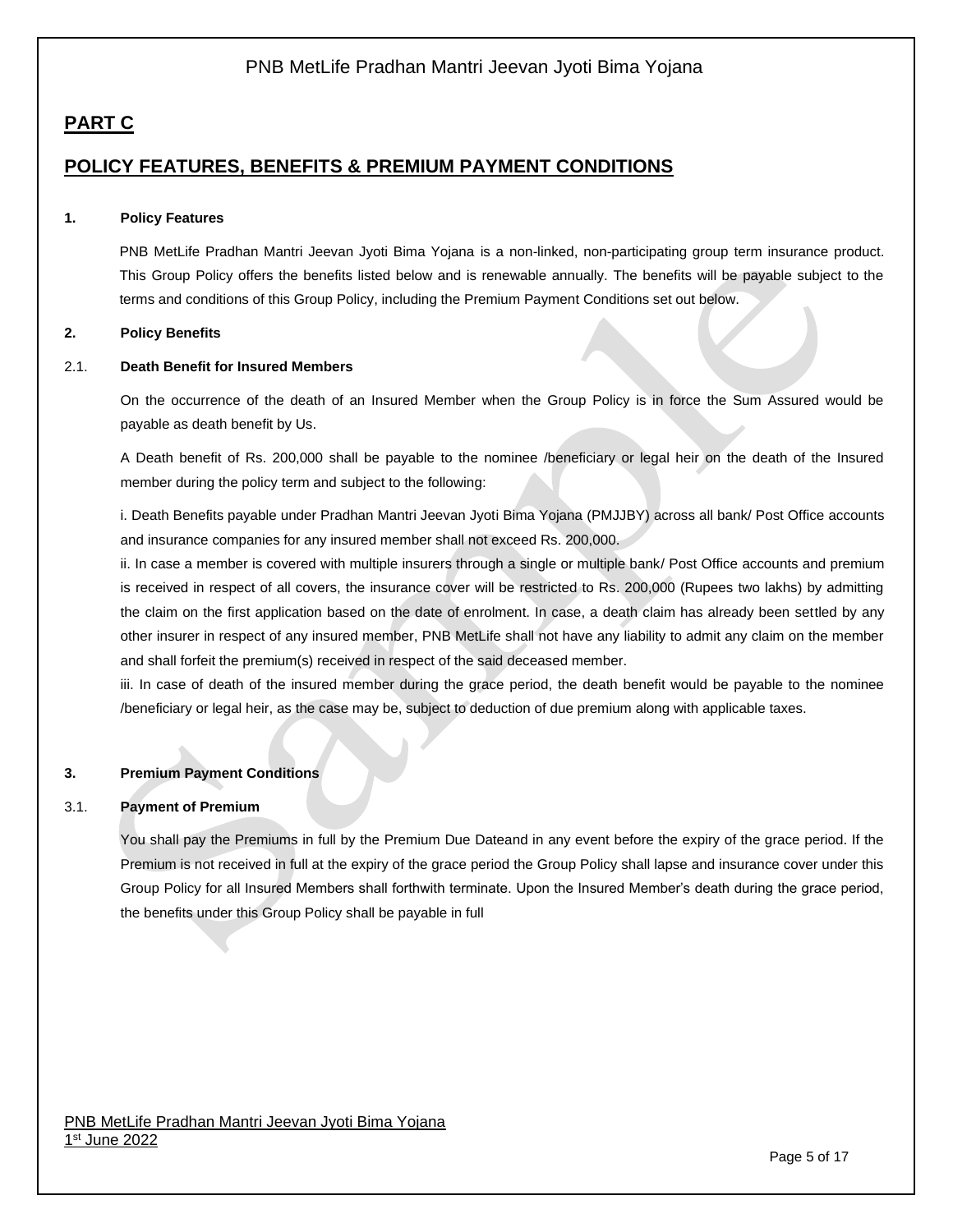## PART C

## POLICY FEATURES, BENEFITS & PREMIUM PAYMENT CONDITIONS

**1. Policy Features**

PNB MetLife Pradhan Mantri Jeevan Jyoti Bima Yojana is a non-linked, non-participating group term insurance product. This Group Policy offers the benefits listed below and is renewable annually. The benefits will be payable subject to the terms and conditions of this Group Policy, including the Premium Payment Conditions set out below.

**2. Policy Benefits**

2.1. **Death Benefit for Insured Members**

On the occurrence of the death of an Insured Member when the Group Policy is in force the Sum Assured would be payable as death benefit by Us.

A Death benefit of Rs. 200,000 shall be payable to the nominee /beneficiary or legal heir on the death of the Insured member during the policy term and subject to the following:

i. Death Benefits payable under Pradhan Mantri Jeevan Jyoti Bima Yojana (PMJJBY) across all bank/ Post Office accounts and insurance companies for any insured member shall not exceed Rs. 200,000.

ii. In case a member is covered with multiple insurers through a single or multiple bank/ Post Office accounts and premium is received in respect of all covers, the insurance cover will be restricted to Rs. 200,000 (Rupees two lakhs) by admitting the claim on the first application based on the date of enrolment. In case, a death claim has already been settled by any other insurer in respect of any insured member, PNB MetLife shall not have any liability to admit any claim on the member and shall forfeit the premium(s) received in respect of the said deceased member.

iii. In case of death of the insured member during the grace period, the death benefit would be payable to the nominee /beneficiary or legal heir, as the case may be, subject to deduction of due premium along with applicable taxes.

**3. Premium Payment Conditions**

3.1. **Payment of Premium**

You shall pay the Premiums in full by the Premium Due Dateand in any event before the expiry of the grace period. If the Premium is not received in full at the expiry of the grace period the Group Policy shall lapse and insurance cover under this Group Policy for all Insured Members shall forthwith terminate. Upon the Insured Member's death during the grace period, the benefits under this Group Policy shall be payable in full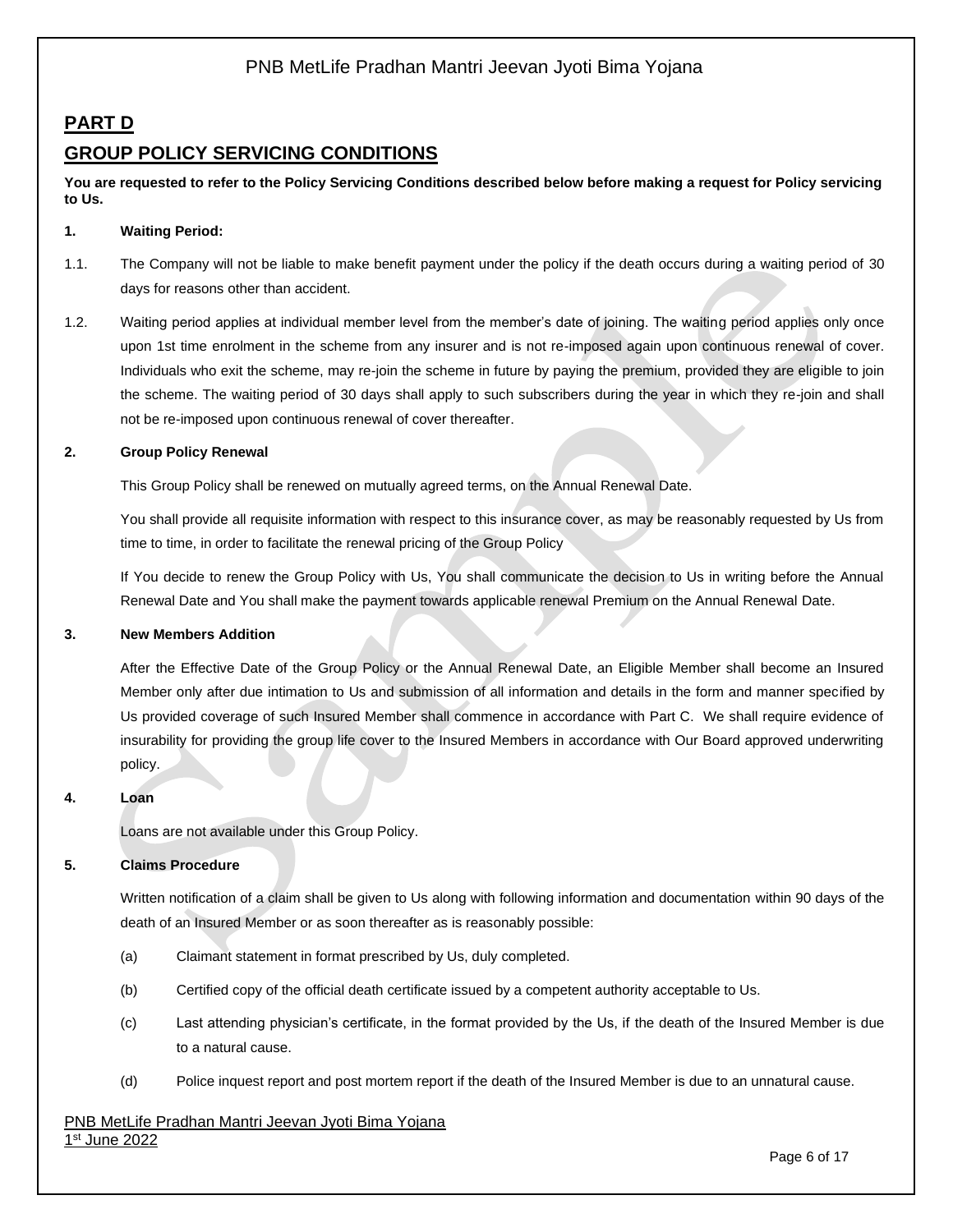## PART D

## GROUP POLICY SERVICING CONDITIONS

**You are requested to refer to the Policy Servicing Conditions described below before making a request for Policy servicing to Us.**

**1. Waiting Period:**

1.1. The Company will not be liable to make benefit payment under the policy if the death occurs during a waiting period of 30 days for reasons other than accident.

1.2. Waiting period applies at individual member level from the member's date of joining. The waiting period applies only once upon 1st time enrolment in the scheme from any insurer and is not re-imposed again upon continuous renewal of cover. Individuals who exit the scheme, may re-join the scheme in future by paying the premium, provided they are eligible to join the scheme. The waiting period of 30 days shall apply to such subscribers during the year in which they re-join and shall not be re-imposed upon continuous renewal of cover thereafter.

**2. Group Policy Renewal**

This Group Policy shall be renewed on mutually agreed terms, on the Annual Renewal Date.

You shall provide all requisite information with respect to this insurance cover, as may be reasonably requested by Us from time to time, in order to facilitate the renewal pricing of the Group Policy

If You decide to renew the Group Policy with Us, You shall communicate the decision to Us in writing before the Annual Renewal Date and You shall make the payment towards applicable renewal Premium on the Annual Renewal Date.

**3. New Members Addition**

After the Effective Date of the Group Policy or the Annual Renewal Date, an Eligible Member shall become an Insured Member only after due intimation to Us and submission of all information and details in the form and manner specified by Us provided coverage of such Insured Member shall commence in accordance with Part C. We shall require evidence of insurability for providing the group life cover to the Insured Members in accordance with Our Board approved underwriting policy.

**4. Loan**

Loans are not available under this Group Policy.

**5. Claims Procedure**

Written notification of a claim shall be given to Us along with following information and documentation within 90 days of the death of an Insured Member or as soon thereafter as is reasonably possible:

(a) Claimant statement in format prescribed by Us, duly completed.

(b) Certified copy of the official death certificate issued by a competent authority acceptable to Us.

(c) Last attending physician's certificate, in the format provided by the Us, if the death of the Insured Member is due to a natural cause.

(d) Police inquest report and post mortem report if the death of the Insured Member is due to an unnatural cause.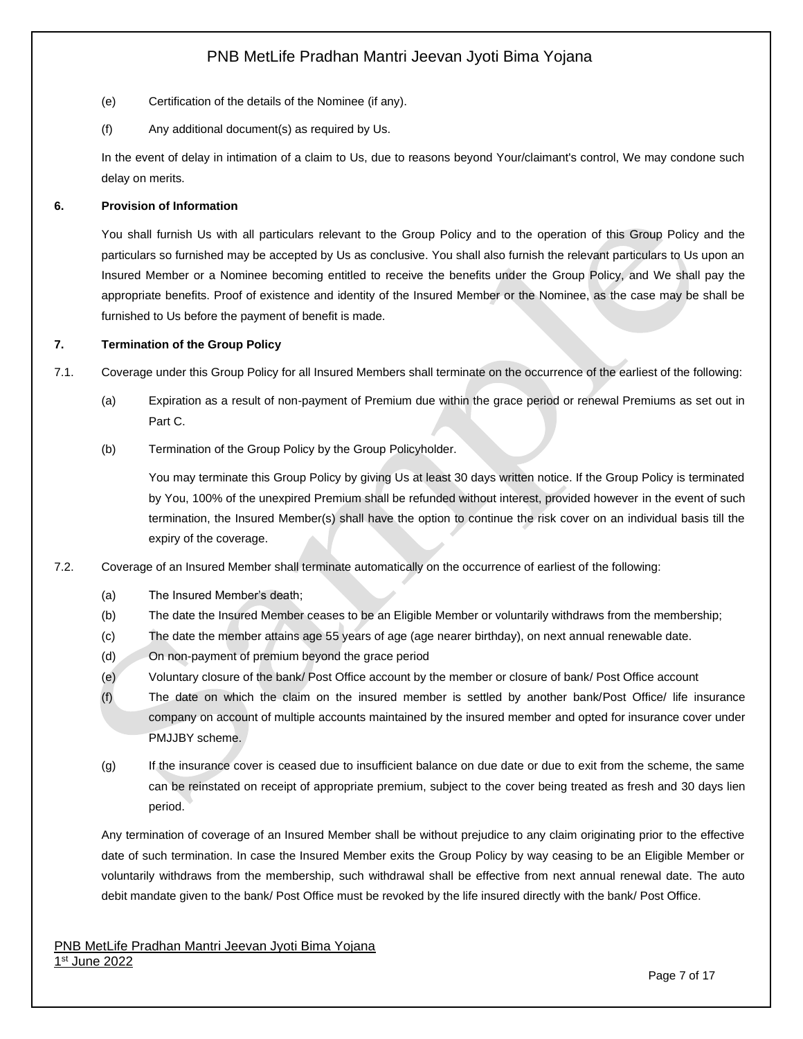(e) Certification of the details of the Nominee (if any).

(f) Any additional document(s) as required by Us.

In the event of delay in intimation of a claim to Us, due to reasons beyond Your/claimant's control, We may condone such delay on merits.

**6. Provision of Information**

You shall furnish Us with all particulars relevant to the Group Policy and to the operation of this Group Policy and the particulars so furnished may be accepted by Us as conclusive. You shall also furnish the relevant particulars to Us upon an Insured Member or a Nominee becoming entitled to receive the benefits under the Group Policy, and We shall pay the appropriate benefits. Proof of existence and identity of the Insured Member or the Nominee, as the case may be shall be furnished to Us before the payment of benefit is made.

**7. Termination of the Group Policy**

7.1. Coverage under this Group Policy for all Insured Members shall terminate on the occurrence of the earliest of the following:

(a) Expiration as a result of non-payment of Premium due within the grace period or renewal Premiums as set out in Part C.

(b) Termination of the Group Policy by the Group Policyholder.

You may terminate this Group Policy by giving Us at least 30 days written notice. If the Group Policy is terminated by You, 100% of the unexpired Premium shall be refunded without interest, provided however in the event of such termination, the Insured Member(s) shall have the option to continue the risk cover on an individual basis till the expiry of the coverage.

7.2. Coverage of an Insured Member shall terminate automatically on the occurrence of earliest of the following:

(a) The Insured Member's death;

(b) The date the Insured Member ceases to be an Eligible Member or voluntarily withdraws from the membership;

(c) The date the member attains age 55 years of age (age nearer birthday), on next annual renewable date.

(d) On non-payment of premium beyond the grace period

(e) Voluntary closure of the bank/ Post Office account by the member or closure of bank/ Post Office account

(f) The date on which the claim on the insured member is settled by another bank/Post Office/ life insurance company on account of multiple accounts maintained by the insured member and opted for insurance cover under PMJJBY scheme.

(g) If the insurance cover is ceased due to insufficient balance on due date or due to exit from the scheme, the same can be reinstated on receipt of appropriate premium, subject to the cover being treated as fresh and 30 days lien period.

Any termination of coverage of an Insured Member shall be without prejudice to any claim originating prior to the effective date of such termination. In case the Insured Member exits the Group Policy by way ceasing to be an Eligible Member or voluntarily withdraws from the membership, such withdrawal shall be effective from next annual renewal date. The auto debit mandate given to the bank/ Post Office must be revoked by the life insured directly with the bank/ Post Office.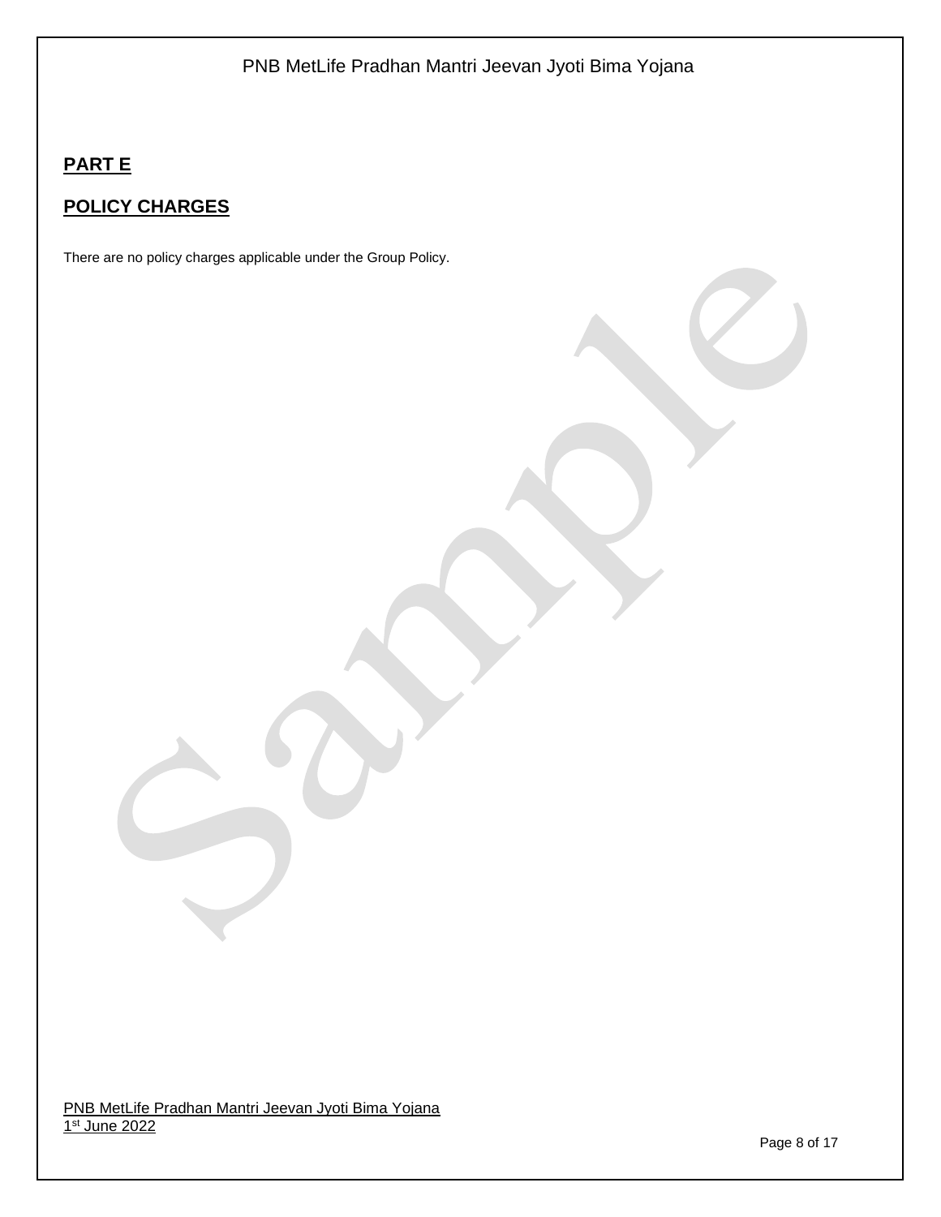## PART E

## POLICY CHARGES

There are no policy charges applicable under the Group Policy.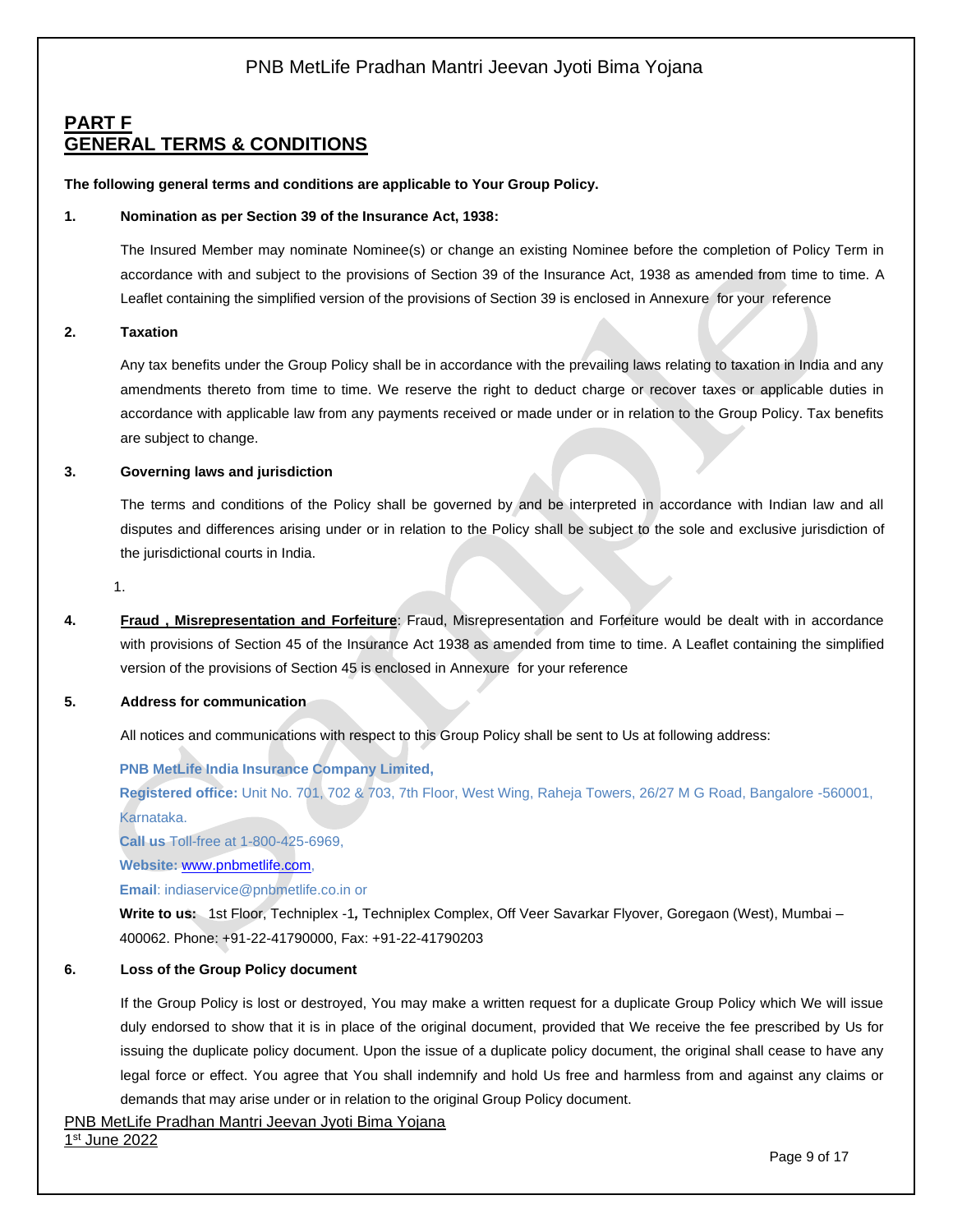## PART F
## GENERAL TERMS & CONDITIONS

**The following general terms and conditions are applicable to Your Group Policy.**

**1. Nomination as per Section 39 of the Insurance Act, 1938:**

The Insured Member may nominate Nominee(s) or change an existing Nominee before the completion of Policy Term in accordance with and subject to the provisions of Section 39 of the Insurance Act, 1938 as amended from time to time. A Leaflet containing the simplified version of the provisions of Section 39 is enclosed in Annexure for your reference

**2. Taxation**

Any tax benefits under the Group Policy shall be in accordance with the prevailing laws relating to taxation in India and any amendments thereto from time to time. We reserve the right to deduct charge or recover taxes or applicable duties in accordance with applicable law from any payments received or made under or in relation to the Group Policy. Tax benefits are subject to change.

**3. Governing laws and jurisdiction**

The terms and conditions of the Policy shall be governed by and be interpreted in accordance with Indian law and all disputes and differences arising under or in relation to the Policy shall be subject to the sole and exclusive jurisdiction of the jurisdictional courts in India.

1.

**4. Fraud , Misrepresentation and Forfeiture**: Fraud, Misrepresentation and Forfeiture would be dealt with in accordance with provisions of Section 45 of the Insurance Act 1938 as amended from time to time. A Leaflet containing the simplified version of the provisions of Section 45 is enclosed in Annexure for your reference

**5. Address for communication**

All notices and communications with respect to this Group Policy shall be sent to Us at following address:

**PNB MetLife India Insurance Company Limited,**
**Registered office:** Unit No. 701, 702 & 703, 7th Floor, West Wing, Raheja Towers, 26/27 M G Road, Bangalore -560001, Karnataka.
**Call us** Toll-free at 1-800-425-6969,
**Website:** www.pnbmetlife.com,
**Email**: indiaservice@pnbmetlife.co.in or
**Write to us:** 1st Floor, Techniplex -1, Techniplex Complex, Off Veer Savarkar Flyover, Goregaon (West), Mumbai – 400062. Phone: +91-22-41790000, Fax: +91-22-41790203

**6. Loss of the Group Policy document**

If the Group Policy is lost or destroyed, You may make a written request for a duplicate Group Policy which We will issue duly endorsed to show that it is in place of the original document, provided that We receive the fee prescribed by Us for issuing the duplicate policy document. Upon the issue of a duplicate policy document, the original shall cease to have any legal force or effect. You agree that You shall indemnify and hold Us free and harmless from and against any claims or demands that may arise under or in relation to the original Group Policy document.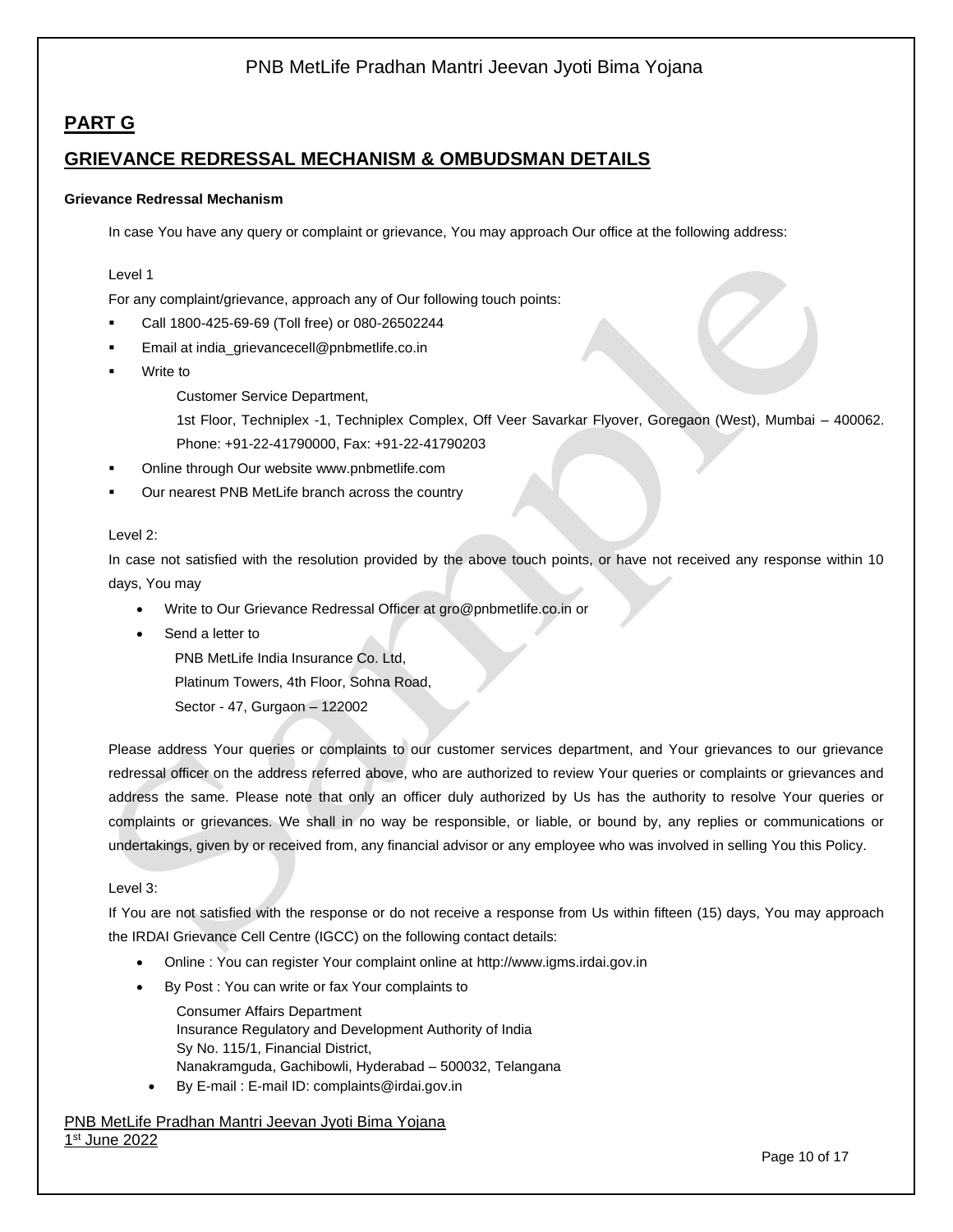## PART G

## GRIEVANCE REDRESSAL MECHANISM & OMBUDSMAN DETAILS

**Grievance Redressal Mechanism**

In case You have any query or complaint or grievance, You may approach Our office at the following address:

Level 1

For any complaint/grievance, approach any of Our following touch points:

- Call 1800-425-69-69 (Toll free) or 080-26502244
- Email at india_grievancecell@pnbmetlife.co.in
- Write to

  Customer Service Department,

  1st Floor, Techniplex -1, Techniplex Complex, Off Veer Savarkar Flyover, Goregaon (West), Mumbai – 400062. Phone: +91-22-41790000, Fax: +91-22-41790203
- Online through Our website www.pnbmetlife.com
- Our nearest PNB MetLife branch across the country

Level 2:

In case not satisfied with the resolution provided by the above touch points, or have not received any response within 10 days, You may

- Write to Our Grievance Redressal Officer at gro@pnbmetlife.co.in or
- Send a letter to

  PNB MetLife India Insurance Co. Ltd,

  Platinum Towers, 4th Floor, Sohna Road,

  Sector - 47, Gurgaon – 122002

Please address Your queries or complaints to our customer services department, and Your grievances to our grievance redressal officer on the address referred above, who are authorized to review Your queries or complaints or grievances and address the same. Please note that only an officer duly authorized by Us has the authority to resolve Your queries or complaints or grievances. We shall in no way be responsible, or liable, or bound by, any replies or communications or undertakings, given by or received from, any financial advisor or any employee who was involved in selling You this Policy.

Level 3:

If You are not satisfied with the response or do not receive a response from Us within fifteen (15) days, You may approach the IRDAI Grievance Cell Centre (IGCC) on the following contact details:

- Online : You can register Your complaint online at http://www.igms.irdai.gov.in
- By Post : You can write or fax Your complaints to

  Consumer Affairs Department
  Insurance Regulatory and Development Authority of India
  Sy No. 115/1, Financial District,
  Nanakramguda, Gachibowli, Hyderabad – 500032, Telangana
- By E-mail : E-mail ID: complaints@irdai.gov.in

PNB MetLife Pradhan Mantri Jeevan Jyoti Bima Yojana
1st June 2022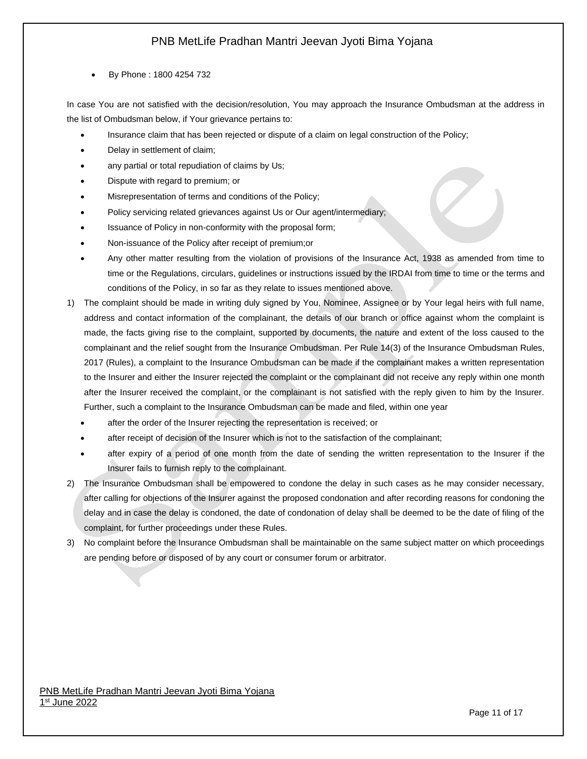- By Phone : 1800 4254 732

In case You are not satisfied with the decision/resolution, You may approach the Insurance Ombudsman at the address in the list of Ombudsman below, if Your grievance pertains to:

- Insurance claim that has been rejected or dispute of a claim on legal construction of the Policy;
- Delay in settlement of claim;
- any partial or total repudiation of claims by Us;
- Dispute with regard to premium; or
- Misrepresentation of terms and conditions of the Policy;
- Policy servicing related grievances against Us or Our agent/intermediary;
- Issuance of Policy in non-conformity with the proposal form;
- Non-issuance of the Policy after receipt of premium;or
- Any other matter resulting from the violation of provisions of the Insurance Act, 1938 as amended from time to time or the Regulations, circulars, guidelines or instructions issued by the IRDAI from time to time or the terms and conditions of the Policy, in so far as they relate to issues mentioned above.

1) The complaint should be made in writing duly signed by You, Nominee, Assignee or by Your legal heirs with full name, address and contact information of the complainant, the details of our branch or office against whom the complaint is made, the facts giving rise to the complaint, supported by documents, the nature and extent of the loss caused to the complainant and the relief sought from the Insurance Ombudsman. Per Rule 14(3) of the Insurance Ombudsman Rules, 2017 (Rules), a complaint to the Insurance Ombudsman can be made if the complainant makes a written representation to the Insurer and either the Insurer rejected the complaint or the complainant did not receive any reply within one month after the Insurer received the complaint, or the complainant is not satisfied with the reply given to him by the Insurer. Further, such a complaint to the Insurance Ombudsman can be made and filed, within one year
   - after the order of the Insurer rejecting the representation is received; or
   - after receipt of decision of the Insurer which is not to the satisfaction of the complainant;
   - after expiry of a period of one month from the date of sending the written representation to the Insurer if the Insurer fails to furnish reply to the complainant.
2) The Insurance Ombudsman shall be empowered to condone the delay in such cases as he may consider necessary, after calling for objections of the Insurer against the proposed condonation and after recording reasons for condoning the delay and in case the delay is condoned, the date of condonation of delay shall be deemed to be the date of filing of the complaint, for further proceedings under these Rules.
3) No complaint before the Insurance Ombudsman shall be maintainable on the same subject matter on which proceedings are pending before or disposed of by any court or consumer forum or arbitrator.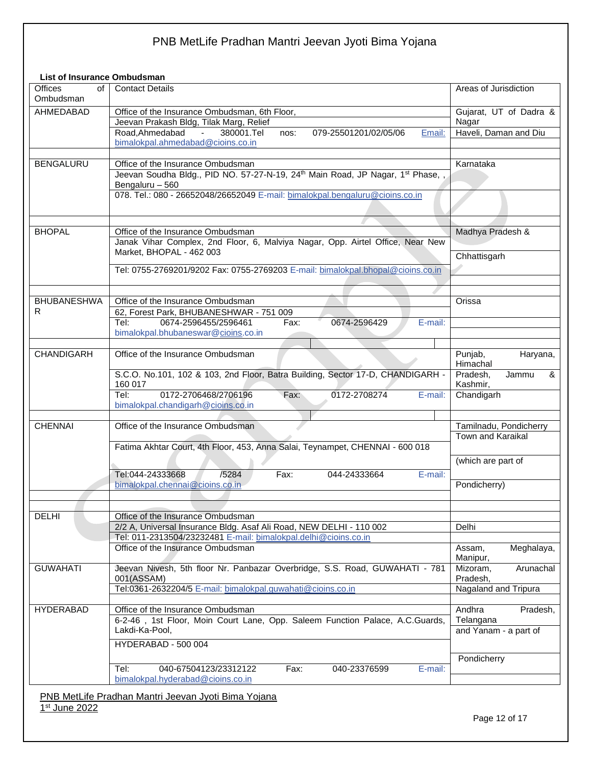**List of Insurance Ombudsman**

| Offices of Ombudsman | Contact Details | Areas of Jurisdiction |
|---|---|---|
| AHMEDABAD | Office of the Insurance Ombudsman, 6th Floor, Jeevan Prakash Bldg, Tilak Marg, Relief Road,Ahmedabad - 380001.Tel nos: 079-25501201/02/05/06 Email: bimalokpal.ahmedabad@cioins.co.in | Gujarat, UT of Dadra & Nagar Haveli, Daman and Diu |
| BENGALURU | Office of the Insurance Ombudsman Jeevan Soudha Bldg., PID NO. 57-27-N-19, 24th Main Road, JP Nagar, 1st Phase, , Bengaluru – 560 078. Tel.: 080 - 26652048/26652049 E-mail: bimalokpal.bengaluru@cioins.co.in | Karnataka |
| BHOPAL | Office of the Insurance Ombudsman Janak Vihar Complex, 2nd Floor, 6, Malviya Nagar, Opp. Airtel Office, Near New Market, BHOPAL - 462 003 Tel: 0755-2769201/9202 Fax: 0755-2769203 E-mail: bimalokpal.bhopal@cioins.co.in | Madhya Pradesh & Chhattisgarh |
| BHUBANESHWAR | Office of the Insurance Ombudsman 62, Forest Park, BHUBANESHWAR - 751 009 Tel: 0674-2596455/2596461 Fax: 0674-2596429 E-mail: bimalokpal.bhubaneswar@cioins.co.in | Orissa |
| CHANDIGARH | Office of the Insurance Ombudsman S.C.O. No.101, 102 & 103, 2nd Floor, Batra Building, Sector 17-D, CHANDIGARH - 160 017 Tel: 0172-2706468/2706196 Fax: 0172-2708274 E-mail: bimalokpal.chandigarh@cioins.co.in | Punjab, Haryana, Himachal Pradesh, Jammu & Kashmir, Chandigarh |
| CHENNAI | Office of the Insurance Ombudsman Fatima Akhtar Court, 4th Floor, 453, Anna Salai, Teynampet, CHENNAI - 600 018 Tel:044-24333668 /5284 Fax: 044-24333664 E-mail: bimalokpal.chennai@cioins.co.in | Tamilnadu, Pondicherry Town and Karaikal (which are part of Pondicherry) |
| DELHI | Office of the Insurance Ombudsman 2/2 A, Universal Insurance Bldg. Asaf Ali Road, NEW DELHI - 110 002 Tel: 011-2313504/23232481 E-mail: bimalokpal.delhi@cioins.co.in | Delhi |
| GUWAHATI | Office of the Insurance Ombudsman Jeevan Nivesh, 5th floor Nr. Panbazar Overbridge, S.S. Road, GUWAHATI - 781 001(ASSAM) Tel:0361-2632204/5 E-mail: bimalokpal.guwahati@cioins.co.in | Assam, Meghalaya, Manipur, Mizoram, Arunachal Pradesh, Nagaland and Tripura |
| HYDERABAD | Office of the Insurance Ombudsman 6-2-46 , 1st Floor, Moin Court Lane, Opp. Saleem Function Palace, A.C.Guards, Lakdi-Ka-Pool, HYDERABAD - 500 004 Tel: 040-67504123/23312122 Fax: 040-23376599 E-mail: bimalokpal.hyderabad@cioins.co.in | Andhra Pradesh, Telangana and Yanam - a part of Pondicherry |

PNB MetLife Pradhan Mantri Jeevan Jyoti Bima Yojana
1st June 2022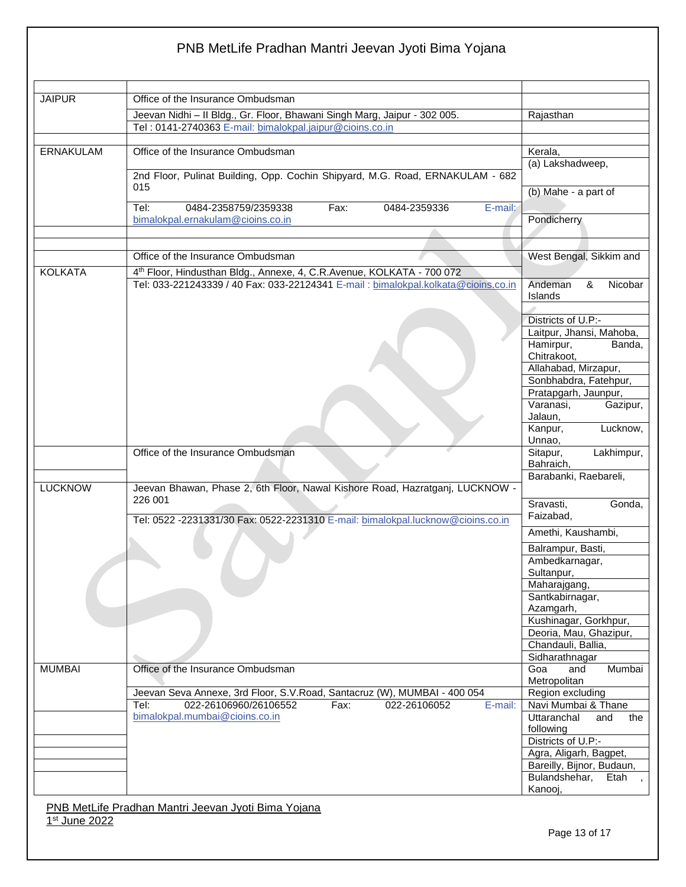| | | |
|---|---|---|
| JAIPUR | Office of the Insurance Ombudsman<br>Jeevan Nidhi – II Bldg., Gr. Floor, Bhawani Singh Marg, Jaipur - 302 005.<br>Tel : 0141-2740363 E-mail: bimalokpal.jaipur@cioins.co.in | Rajasthan |
| ERNAKULAM | Office of the Insurance Ombudsman<br>2nd Floor, Pulinat Building, Opp. Cochin Shipyard, M.G. Road, ERNAKULAM - 682 015<br>Tel: 0484-2358759/2359338 Fax: 0484-2359336 E-mail: bimalokpal.ernakulam@cioins.co.in | Kerala,<br>(a) Lakshadweep,<br>(b) Mahe - a part of Pondicherry |
| KOLKATA | Office of the Insurance Ombudsman<br>4th Floor, Hindusthan Bldg., Annexe, 4, C.R.Avenue, KOLKATA - 700 072<br>Tel: 033-221243339 / 40 Fax: 033-22124341 E-mail : bimalokpal.kolkata@cioins.co.in | West Bengal, Sikkim and Andeman & Nicobar Islands |
| LUCKNOW | Office of the Insurance Ombudsman<br>Jeevan Bhawan, Phase 2, 6th Floor, Nawal Kishore Road, Hazratganj, LUCKNOW - 226 001<br>Tel: 0522 -2231331/30 Fax: 0522-2231310 E-mail: bimalokpal.lucknow@cioins.co.in | Districts of U.P:-<br>Laitpur, Jhansi, Mahoba, Hamirpur, Banda, Chitrakoot, Allahabad, Mirzapur, Sonbhabdra, Fatehpur, Pratapgarh, Jaunpur, Varanasi, Gazipur, Jalaun, Kanpur, Lucknow, Unnao, Sitapur, Lakhimpur, Bahraich, Barabanki, Raebareli, Sravasti, Gonda, Faizabad, Amethi, Kaushambi, Balrampur, Basti, Ambedkarnagar, Sultanpur, Maharajgang, Santkabirnagar, Azamgarh, Kushinagar, Gorkhpur, Deoria, Mau, Ghazipur, Chandauli, Ballia, Sidharathnagar |
| MUMBAI | Office of the Insurance Ombudsman<br>Jeevan Seva Annexe, 3rd Floor, S.V.Road, Santacruz (W), MUMBAI - 400 054<br>Tel: 022-26106960/26106552 Fax: 022-26106052 E-mail: bimalokpal.mumbai@cioins.co.in | Goa and Mumbai Metropolitan Region excluding Navi Mumbai & Thane |
| | | Uttaranchal and the following Districts of U.P:-<br>Agra, Aligarh, Bagpet, Bareilly, Bijnor, Budaun, Bulandshehar, Etah , Kanooj, |

PNB MetLife Pradhan Mantri Jeevan Jyoti Bima Yojana
1st June 2022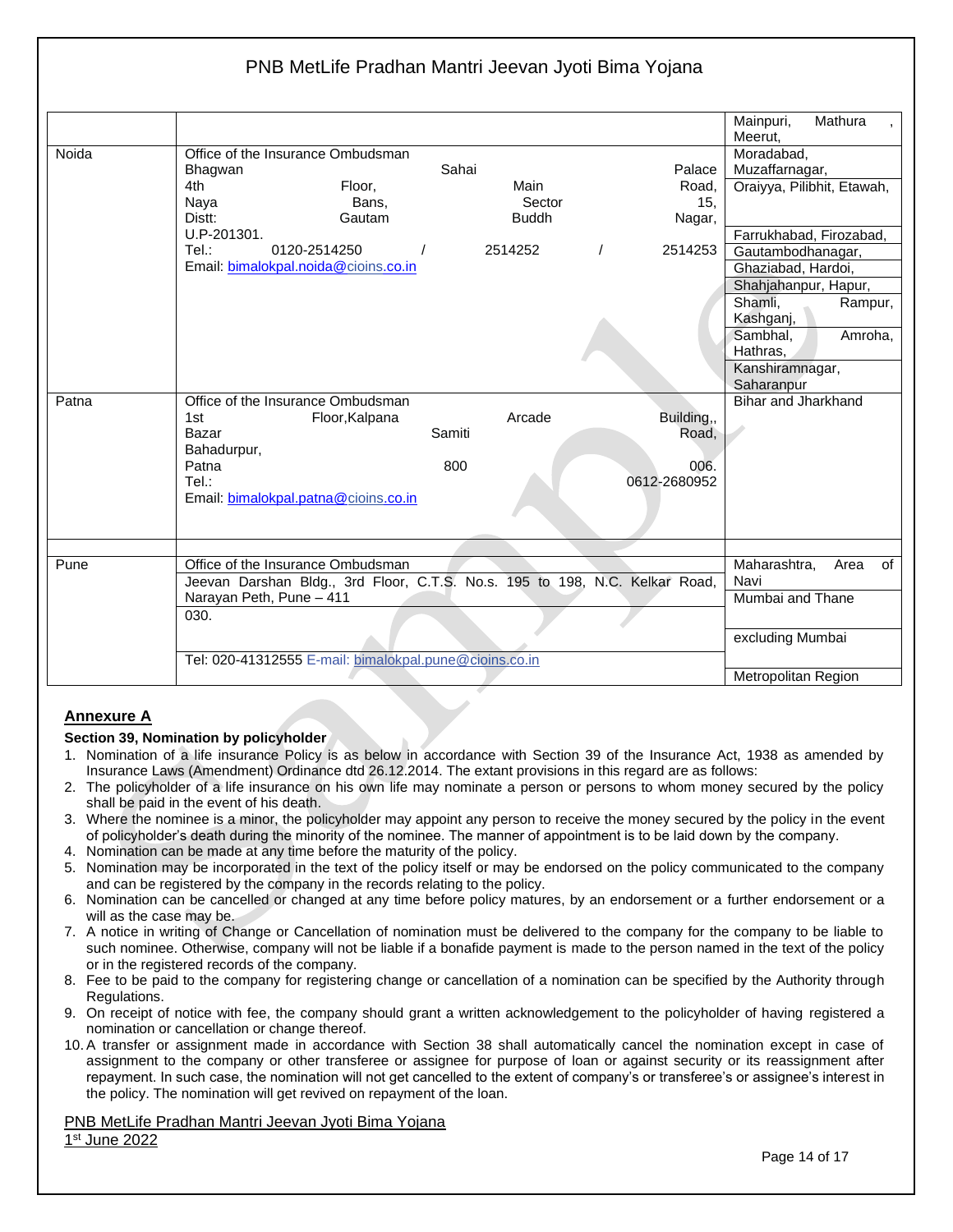| | | |
|---|---|---|
| | | Mainpuri, Mathura, Meerut, |
| Noida | Office of the Insurance Ombudsman<br>Bhagwan Sahai Palace 4th Floor, Main Road, Naya Bans, Sector 15, Distt: Gautam Buddh Nagar, U.P-201301.<br>Tel.: 0120-2514250 / 2514252 / 2514253<br>Email: bimalokpal.noida@cioins.co.in | Moradabad, Muzaffarnagar, Oraiyya, Pilibhit, Etawah, Farrukhabad, Firozabad, Gautambodhanagar, Ghaziabad, Hardoi, Shahjahanpur, Hapur, Shamli, Rampur, Kashganj, Sambhal, Amroha, Hathras, Kanshiramnagar, Saharanpur |
| Patna | Office of the Insurance Ombudsman<br>1st Floor,Kalpana Arcade Building,, Bazar Samiti Road, Bahadurpur, Patna 800 006.<br>Tel.: 0612-2680952<br>Email: bimalokpal.patna@cioins.co.in | Bihar and Jharkhand |
| | | |
| Pune | Office of the Insurance Ombudsman<br>Jeevan Darshan Bldg., 3rd Floor, C.T.S. No.s. 195 to 198, N.C. Kelkar Road, Narayan Peth, Pune – 411 030.<br>Tel: 020-41312555 E-mail: bimalokpal.pune@cioins.co.in | Maharashtra, Area of Navi Mumbai and Thane excluding Mumbai Metropolitan Region |

## Annexure A

**Section 39, Nomination by policyholder**

1. Nomination of a life insurance Policy is as below in accordance with Section 39 of the Insurance Act, 1938 as amended by Insurance Laws (Amendment) Ordinance dtd 26.12.2014. The extant provisions in this regard are as follows:
2. The policyholder of a life insurance on his own life may nominate a person or persons to whom money secured by the policy shall be paid in the event of his death.
3. Where the nominee is a minor, the policyholder may appoint any person to receive the money secured by the policy in the event of policyholder's death during the minority of the nominee. The manner of appointment is to be laid down by the company.
4. Nomination can be made at any time before the maturity of the policy.
5. Nomination may be incorporated in the text of the policy itself or may be endorsed on the policy communicated to the company and can be registered by the company in the records relating to the policy.
6. Nomination can be cancelled or changed at any time before policy matures, by an endorsement or a further endorsement or a will as the case may be.
7. A notice in writing of Change or Cancellation of nomination must be delivered to the company for the company to be liable to such nominee. Otherwise, company will not be liable if a bonafide payment is made to the person named in the text of the policy or in the registered records of the company.
8. Fee to be paid to the company for registering change or cancellation of a nomination can be specified by the Authority through Regulations.
9. On receipt of notice with fee, the company should grant a written acknowledgement to the policyholder of having registered a nomination or cancellation or change thereof.
10. A transfer or assignment made in accordance with Section 38 shall automatically cancel the nomination except in case of assignment to the company or other transferee or assignee for purpose of loan or against security or its reassignment after repayment. In such case, the nomination will not get cancelled to the extent of company's or transferee's or assignee's interest in the policy. The nomination will get revived on repayment of the loan.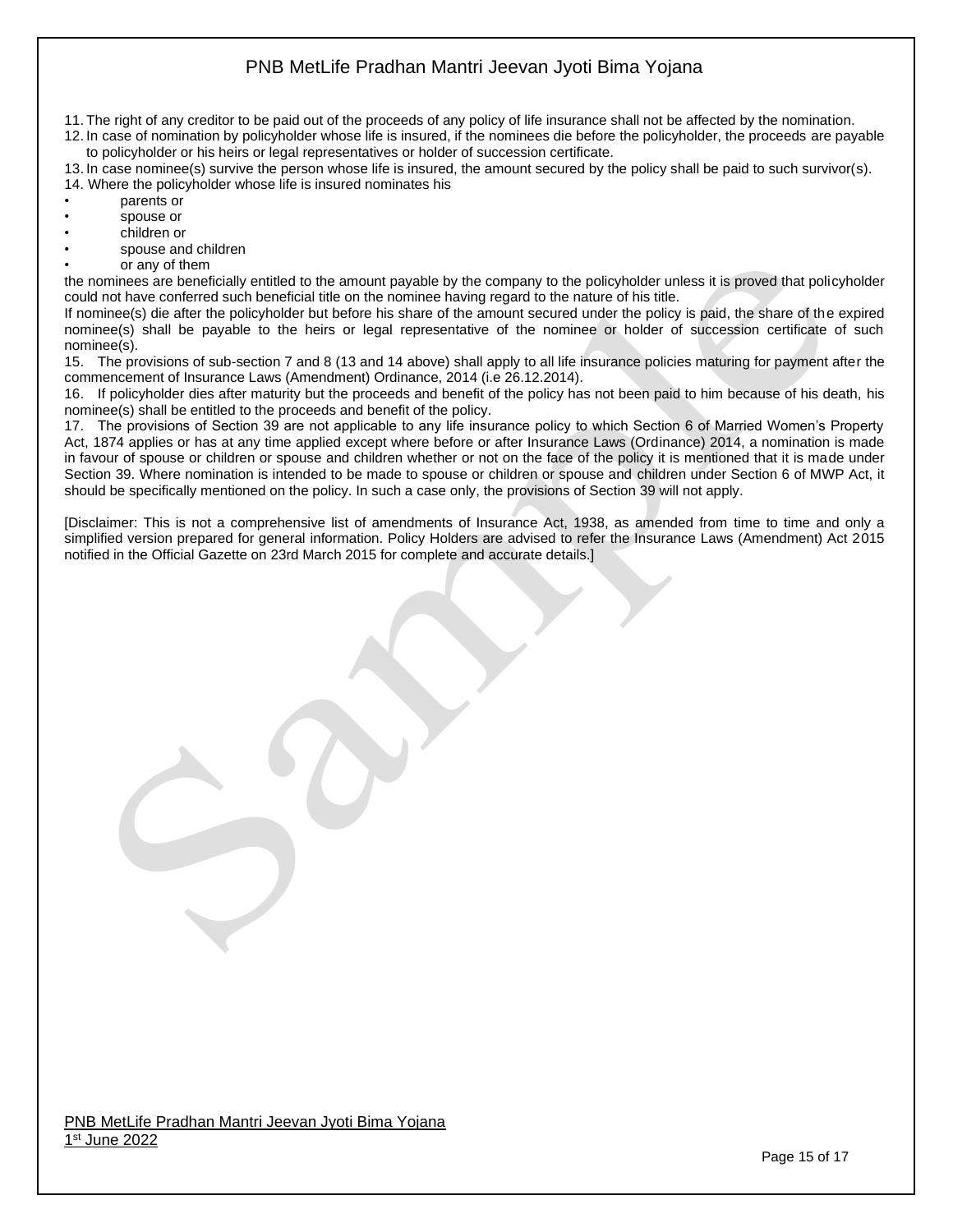11. The right of any creditor to be paid out of the proceeds of any policy of life insurance shall not be affected by the nomination.
12. In case of nomination by policyholder whose life is insured, if the nominees die before the policyholder, the proceeds are payable to policyholder or his heirs or legal representatives or holder of succession certificate.
13. In case nominee(s) survive the person whose life is insured, the amount secured by the policy shall be paid to such survivor(s).
14. Where the policyholder whose life is insured nominates his

- parents or
- spouse or
- children or
- spouse and children
- or any of them

the nominees are beneficially entitled to the amount payable by the company to the policyholder unless it is proved that policyholder could not have conferred such beneficial title on the nominee having regard to the nature of his title.

If nominee(s) die after the policyholder but before his share of the amount secured under the policy is paid, the share of the expired nominee(s) shall be payable to the heirs or legal representative of the nominee or holder of succession certificate of such nominee(s).

15. The provisions of sub-section 7 and 8 (13 and 14 above) shall apply to all life insurance policies maturing for payment after the commencement of Insurance Laws (Amendment) Ordinance, 2014 (i.e 26.12.2014).
16. If policyholder dies after maturity but the proceeds and benefit of the policy has not been paid to him because of his death, his nominee(s) shall be entitled to the proceeds and benefit of the policy.
17. The provisions of Section 39 are not applicable to any life insurance policy to which Section 6 of Married Women's Property Act, 1874 applies or has at any time applied except where before or after Insurance Laws (Ordinance) 2014, a nomination is made in favour of spouse or children or spouse and children whether or not on the face of the policy it is mentioned that it is made under Section 39. Where nomination is intended to be made to spouse or children or spouse and children under Section 6 of MWP Act, it should be specifically mentioned on the policy. In such a case only, the provisions of Section 39 will not apply.

[Disclaimer: This is not a comprehensive list of amendments of Insurance Act, 1938, as amended from time to time and only a simplified version prepared for general information. Policy Holders are advised to refer the Insurance Laws (Amendment) Act 2015 notified in the Official Gazette on 23rd March 2015 for complete and accurate details.]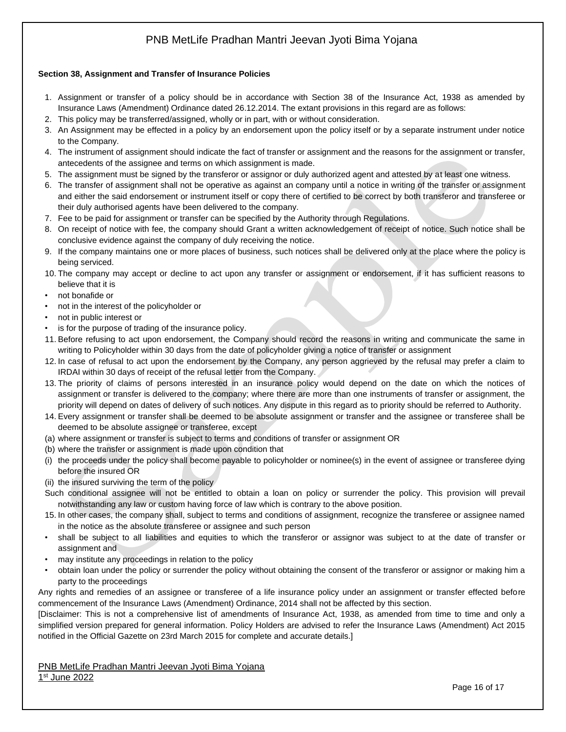**Section 38, Assignment and Transfer of Insurance Policies**

1. Assignment or transfer of a policy should be in accordance with Section 38 of the Insurance Act, 1938 as amended by Insurance Laws (Amendment) Ordinance dated 26.12.2014. The extant provisions in this regard are as follows:
2. This policy may be transferred/assigned, wholly or in part, with or without consideration.
3. An Assignment may be effected in a policy by an endorsement upon the policy itself or by a separate instrument under notice to the Company.
4. The instrument of assignment should indicate the fact of transfer or assignment and the reasons for the assignment or transfer, antecedents of the assignee and terms on which assignment is made.
5. The assignment must be signed by the transferor or assignor or duly authorized agent and attested by at least one witness.
6. The transfer of assignment shall not be operative as against an company until a notice in writing of the transfer or assignment and either the said endorsement or instrument itself or copy there of certified to be correct by both transferor and transferee or their duly authorised agents have been delivered to the company.
7. Fee to be paid for assignment or transfer can be specified by the Authority through Regulations.
8. On receipt of notice with fee, the company should Grant a written acknowledgement of receipt of notice. Such notice shall be conclusive evidence against the company of duly receiving the notice.
9. If the company maintains one or more places of business, such notices shall be delivered only at the place where the policy is being serviced.
10. The company may accept or decline to act upon any transfer or assignment or endorsement, if it has sufficient reasons to believe that it is
    - not bonafide or
    - not in the interest of the policyholder or
    - not in public interest or
    - is for the purpose of trading of the insurance policy.
11. Before refusing to act upon endorsement, the Company should record the reasons in writing and communicate the same in writing to Policyholder within 30 days from the date of policyholder giving a notice of transfer or assignment
12. In case of refusal to act upon the endorsement by the Company, any person aggrieved by the refusal may prefer a claim to IRDAI within 30 days of receipt of the refusal letter from the Company.
13. The priority of claims of persons interested in an insurance policy would depend on the date on which the notices of assignment or transfer is delivered to the company; where there are more than one instruments of transfer or assignment, the priority will depend on dates of delivery of such notices. Any dispute in this regard as to priority should be referred to Authority.
14. Every assignment or transfer shall be deemed to be absolute assignment or transfer and the assignee or transferee shall be deemed to be absolute assignee or transferee, except

    (a) where assignment or transfer is subject to terms and conditions of transfer or assignment OR

    (b) where the transfer or assignment is made upon condition that

    (i) the proceeds under the policy shall become payable to policyholder or nominee(s) in the event of assignee or transferee dying before the insured OR

    (ii) the insured surviving the term of the policy

    Such conditional assignee will not be entitled to obtain a loan on policy or surrender the policy. This provision will prevail notwithstanding any law or custom having force of law which is contrary to the above position.
15. In other cases, the company shall, subject to terms and conditions of assignment, recognize the transferee or assignee named in the notice as the absolute transferee or assignee and such person
    - shall be subject to all liabilities and equities to which the transferor or assignor was subject to at the date of transfer or assignment and
    - may institute any proceedings in relation to the policy
    - obtain loan under the policy or surrender the policy without obtaining the consent of the transferor or assignor or making him a party to the proceedings

Any rights and remedies of an assignee or transferee of a life insurance policy under an assignment or transfer effected before commencement of the Insurance Laws (Amendment) Ordinance, 2014 shall not be affected by this section.

[Disclaimer: This is not a comprehensive list of amendments of Insurance Act, 1938, as amended from time to time and only a simplified version prepared for general information. Policy Holders are advised to refer the Insurance Laws (Amendment) Act 2015 notified in the Official Gazette on 23rd March 2015 for complete and accurate details.]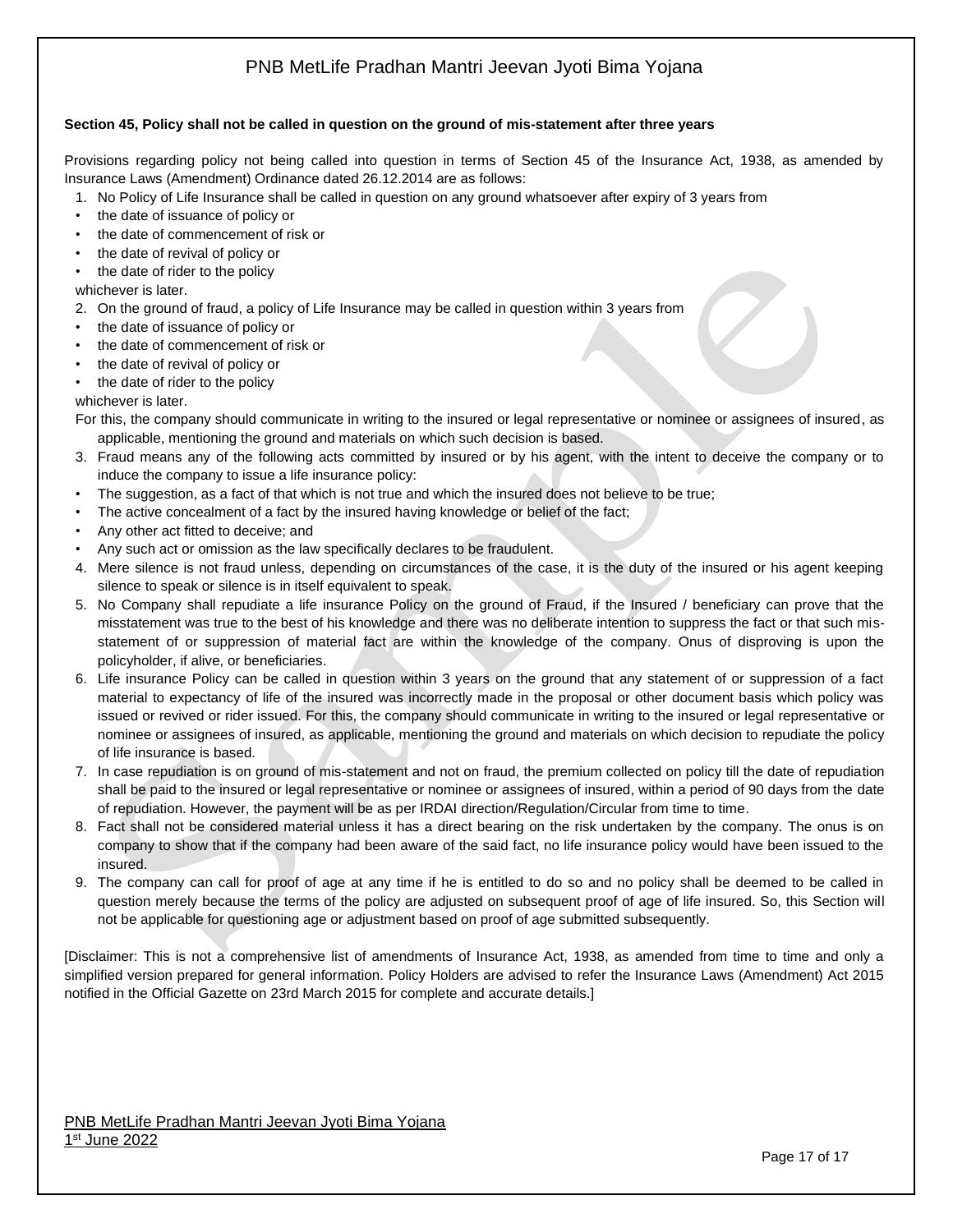**Section 45, Policy shall not be called in question on the ground of mis-statement after three years**

Provisions regarding policy not being called into question in terms of Section 45 of the Insurance Act, 1938, as amended by Insurance Laws (Amendment) Ordinance dated 26.12.2014 are as follows:

1. No Policy of Life Insurance shall be called in question on any ground whatsoever after expiry of 3 years from
   - the date of issuance of policy or
   - the date of commencement of risk or
   - the date of revival of policy or
   - the date of rider to the policy

   whichever is later.
2. On the ground of fraud, a policy of Life Insurance may be called in question within 3 years from
   - the date of issuance of policy or
   - the date of commencement of risk or
   - the date of revival of policy or
   - the date of rider to the policy

   whichever is later.

   For this, the company should communicate in writing to the insured or legal representative or nominee or assignees of insured, as applicable, mentioning the ground and materials on which such decision is based.
3. Fraud means any of the following acts committed by insured or by his agent, with the intent to deceive the company or to induce the company to issue a life insurance policy:
   - The suggestion, as a fact of that which is not true and which the insured does not believe to be true;
   - The active concealment of a fact by the insured having knowledge or belief of the fact;
   - Any other act fitted to deceive; and
   - Any such act or omission as the law specifically declares to be fraudulent.
4. Mere silence is not fraud unless, depending on circumstances of the case, it is the duty of the insured or his agent keeping silence to speak or silence is in itself equivalent to speak.
5. No Company shall repudiate a life insurance Policy on the ground of Fraud, if the Insured / beneficiary can prove that the misstatement was true to the best of his knowledge and there was no deliberate intention to suppress the fact or that such mis-statement of or suppression of material fact are within the knowledge of the company. Onus of disproving is upon the policyholder, if alive, or beneficiaries.
6. Life insurance Policy can be called in question within 3 years on the ground that any statement of or suppression of a fact material to expectancy of life of the insured was incorrectly made in the proposal or other document basis which policy was issued or revived or rider issued. For this, the company should communicate in writing to the insured or legal representative or nominee or assignees of insured, as applicable, mentioning the ground and materials on which decision to repudiate the policy of life insurance is based.
7. In case repudiation is on ground of mis-statement and not on fraud, the premium collected on policy till the date of repudiation shall be paid to the insured or legal representative or nominee or assignees of insured, within a period of 90 days from the date of repudiation. However, the payment will be as per IRDAI direction/Regulation/Circular from time to time.
8. Fact shall not be considered material unless it has a direct bearing on the risk undertaken by the company. The onus is on company to show that if the company had been aware of the said fact, no life insurance policy would have been issued to the insured.
9. The company can call for proof of age at any time if he is entitled to do so and no policy shall be deemed to be called in question merely because the terms of the policy are adjusted on subsequent proof of age of life insured. So, this Section will not be applicable for questioning age or adjustment based on proof of age submitted subsequently.

[Disclaimer: This is not a comprehensive list of amendments of Insurance Act, 1938, as amended from time to time and only a simplified version prepared for general information. Policy Holders are advised to refer the Insurance Laws (Amendment) Act 2015 notified in the Official Gazette on 23rd March 2015 for complete and accurate details.]